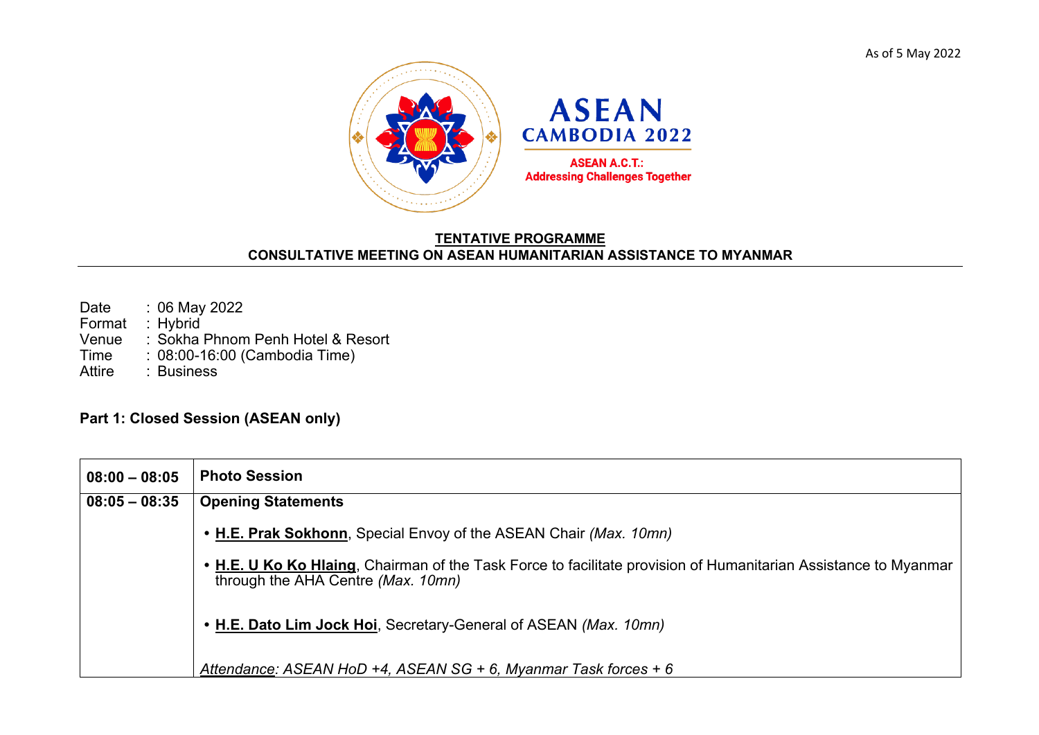As of 5 May 2022

ASEAN
CAMBODIA 2022

ASEAN A.C.T.:
Addressing Challenges Together

## TENTATIVE PROGRAMME
## CONSULTATIVE MEETING ON ASEAN HUMANITARIAN ASSISTANCE TO MYANMAR

Date : 06 May 2022
Format : Hybrid
Venue : Sokha Phnom Penh Hotel & Resort
Time : 08:00-16:00 (Cambodia Time)
Attire : Business

### Part 1: Closed Session (ASEAN only)

| | |
|---|---|
| **08:00 – 08:05** | **Photo Session** |
| **08:05 – 08:35** | **Opening Statements**<br><br>• **H.E. Prak Sokhonn**, Special Envoy of the ASEAN Chair *(Max. 10mn)*<br><br>• **H.E. U Ko Ko Hlaing**, Chairman of the Task Force to facilitate provision of Humanitarian Assistance to Myanmar through the AHA Centre *(Max. 10mn)*<br><br>• **H.E. Dato Lim Jock Hoi**, Secretary-General of ASEAN *(Max. 10mn)*<br><br>*Attendance: ASEAN HoD +4, ASEAN SG + 6, Myanmar Task forces + 6* |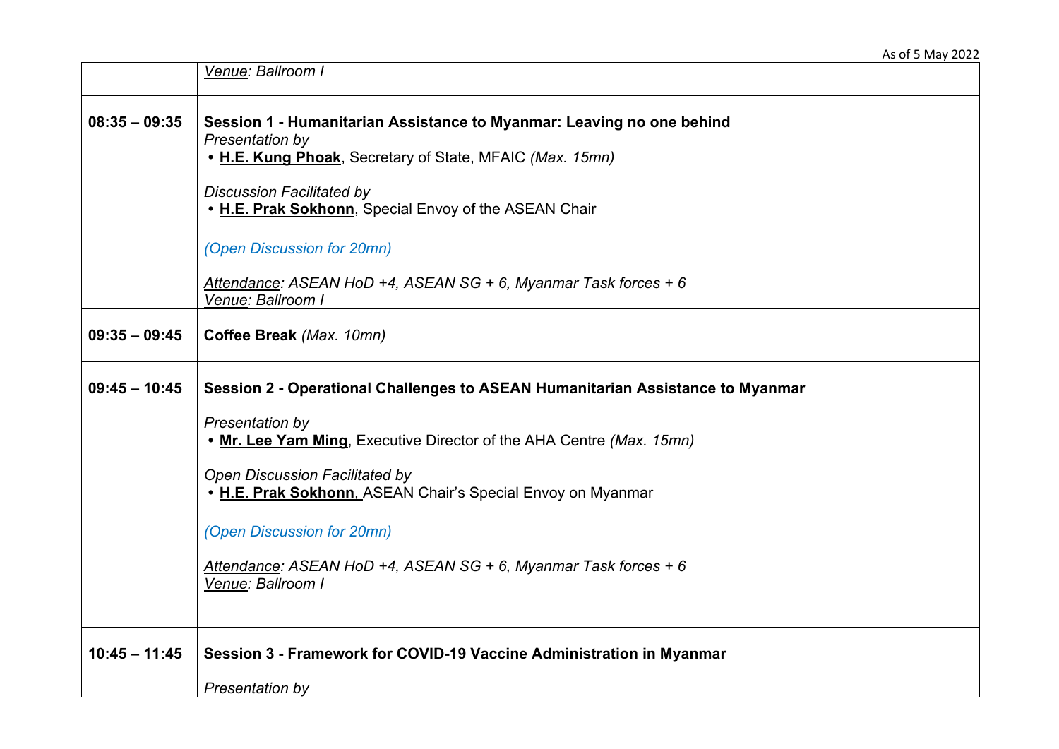| | |
|---|---|
| | *Venue: Ballroom I* |
| **08:35 – 09:35** | **Session 1 - Humanitarian Assistance to Myanmar: Leaving no one behind**<br>*Presentation by*<br>• **H.E. Kung Phoak**, Secretary of State, MFAIC *(Max. 15mn)*<br><br>*Discussion Facilitated by*<br>• **H.E. Prak Sokhonn**, Special Envoy of the ASEAN Chair<br><br>*(Open Discussion for 20mn)*<br><br>*Attendance: ASEAN HoD +4, ASEAN SG + 6, Myanmar Task forces + 6*<br>*Venue: Ballroom I* |
| **09:35 – 09:45** | **Coffee Break** *(Max. 10mn)* |
| **09:45 – 10:45** | **Session 2 - Operational Challenges to ASEAN Humanitarian Assistance to Myanmar**<br><br>*Presentation by*<br>• **Mr. Lee Yam Ming**, Executive Director of the AHA Centre *(Max. 15mn)*<br><br>*Open Discussion Facilitated by*<br>• **H.E. Prak Sokhonn**, ASEAN Chair's Special Envoy on Myanmar<br><br>*(Open Discussion for 20mn)*<br><br>*Attendance: ASEAN HoD +4, ASEAN SG + 6, Myanmar Task forces + 6*<br>*Venue: Ballroom I* |
| **10:45 – 11:45** | **Session 3 - Framework for COVID-19 Vaccine Administration in Myanmar**<br><br>*Presentation by* |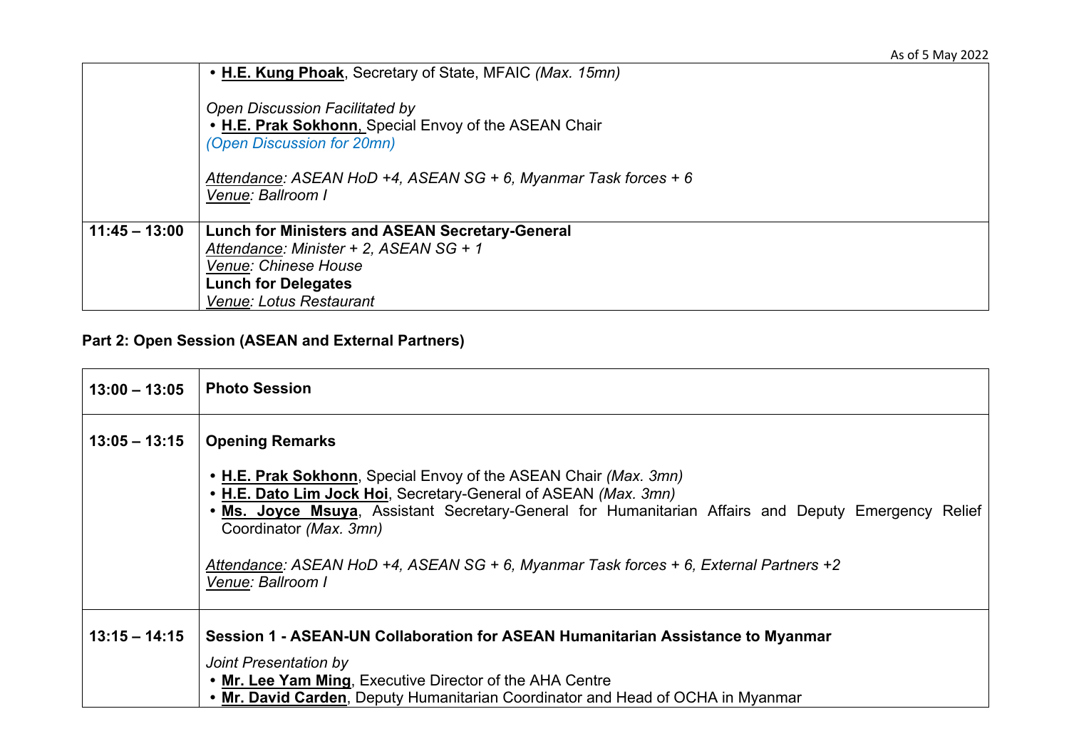| | |
|---|---|
| | • **H.E. Kung Phoak**, Secretary of State, MFAIC *(Max. 15mn)*<br><br>*Open Discussion Facilitated by*<br>• **H.E. Prak Sokhonn**, Special Envoy of the ASEAN Chair<br>*(Open Discussion for 20mn)*<br><br>*Attendance: ASEAN HoD +4, ASEAN SG + 6, Myanmar Task forces + 6*<br>*Venue: Ballroom I* |
| **11:45 – 13:00** | **Lunch for Ministers and ASEAN Secretary-General**<br>*Attendance: Minister + 2, ASEAN SG + 1*<br>*Venue: Chinese House*<br>**Lunch for Delegates**<br>*Venue: Lotus Restaurant* |

**Part 2: Open Session (ASEAN and External Partners)**

| | |
|---|---|
| **13:00 – 13:05** | **Photo Session** |
| **13:05 – 13:15** | **Opening Remarks**<br><br>• **H.E. Prak Sokhonn**, Special Envoy of the ASEAN Chair *(Max. 3mn)*<br>• **H.E. Dato Lim Jock Hoi**, Secretary-General of ASEAN *(Max. 3mn)*<br>• **Ms. Joyce Msuya**, Assistant Secretary-General for Humanitarian Affairs and Deputy Emergency Relief Coordinator *(Max. 3mn)*<br><br>*Attendance: ASEAN HoD +4, ASEAN SG + 6, Myanmar Task forces + 6, External Partners +2*<br>*Venue: Ballroom I* |
| **13:15 – 14:15** | **Session 1 - ASEAN-UN Collaboration for ASEAN Humanitarian Assistance to Myanmar**<br><br>*Joint Presentation by*<br>• **Mr. Lee Yam Ming**, Executive Director of the AHA Centre<br>• **Mr. David Carden**, Deputy Humanitarian Coordinator and Head of OCHA in Myanmar |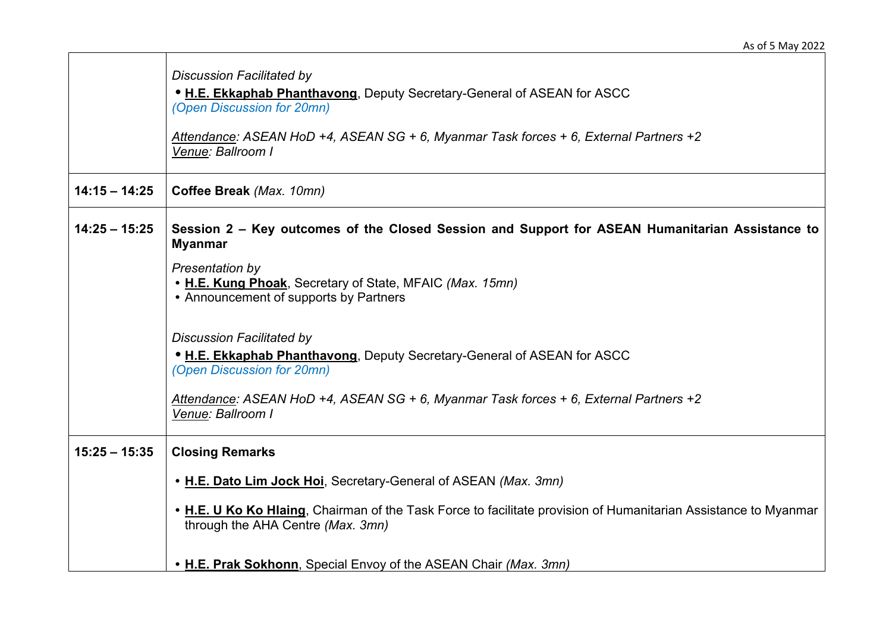| | |
|---|---|
| | *Discussion Facilitated by*<br>• **H.E. Ekkaphab Phanthavong**, Deputy Secretary-General of ASEAN for ASCC<br>*(Open Discussion for 20mn)*<br><br>*Attendance: ASEAN HoD +4, ASEAN SG + 6, Myanmar Task forces + 6, External Partners +2*<br>*Venue: Ballroom I* |
| **14:15 – 14:25** | **Coffee Break** *(Max. 10mn)* |
| **14:25 – 15:25** | **Session 2 – Key outcomes of the Closed Session and Support for ASEAN Humanitarian Assistance to Myanmar**<br><br>*Presentation by*<br>• **H.E. Kung Phoak**, Secretary of State, MFAIC *(Max. 15mn)*<br>• Announcement of supports by Partners<br><br>*Discussion Facilitated by*<br>• **H.E. Ekkaphab Phanthavong**, Deputy Secretary-General of ASEAN for ASCC<br>*(Open Discussion for 20mn)*<br><br>*Attendance: ASEAN HoD +4, ASEAN SG + 6, Myanmar Task forces + 6, External Partners +2*<br>*Venue: Ballroom I* |
| **15:25 – 15:35** | **Closing Remarks**<br><br>• **H.E. Dato Lim Jock Hoi**, Secretary-General of ASEAN *(Max. 3mn)*<br><br>• **H.E. U Ko Ko Hlaing**, Chairman of the Task Force to facilitate provision of Humanitarian Assistance to Myanmar through the AHA Centre *(Max. 3mn)*<br><br>• **H.E. Prak Sokhonn**, Special Envoy of the ASEAN Chair *(Max. 3mn)* |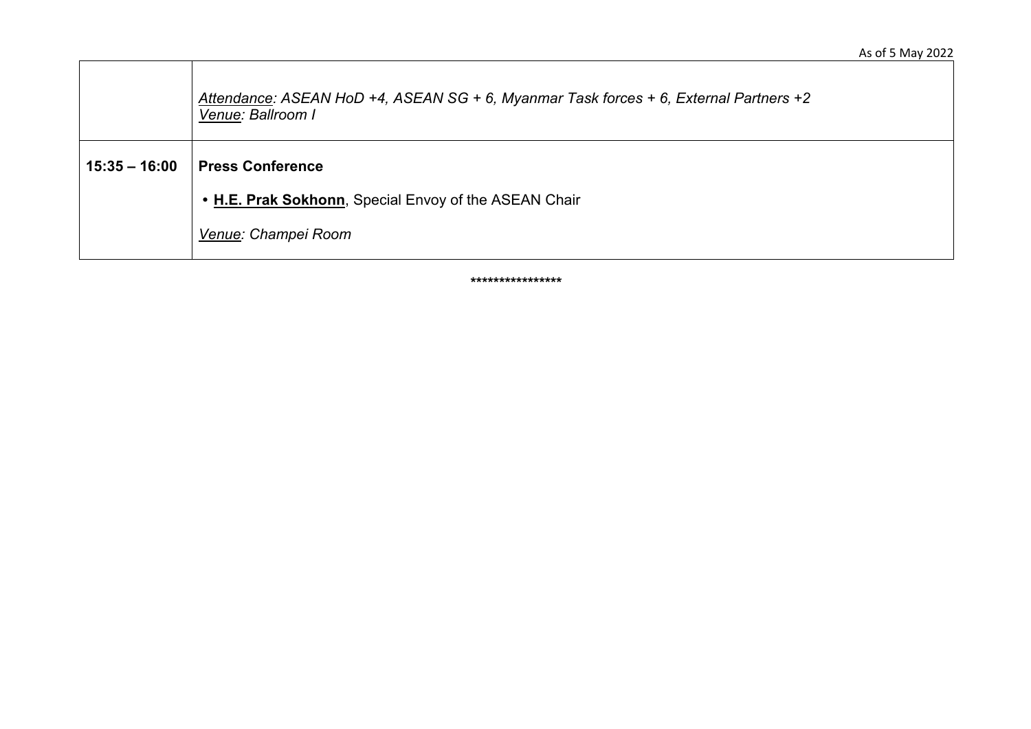As of 5 May 2022

| | |
|---|---|
| | *Attendance: ASEAN HoD +4, ASEAN SG + 6, Myanmar Task forces + 6, External Partners +2*<br>*Venue: Ballroom I* |
| **15:35 – 16:00** | **Press Conference**<br><br>• **H.E. Prak Sokhonn**, Special Envoy of the ASEAN Chair<br><br>*Venue: Champei Room* |

****************